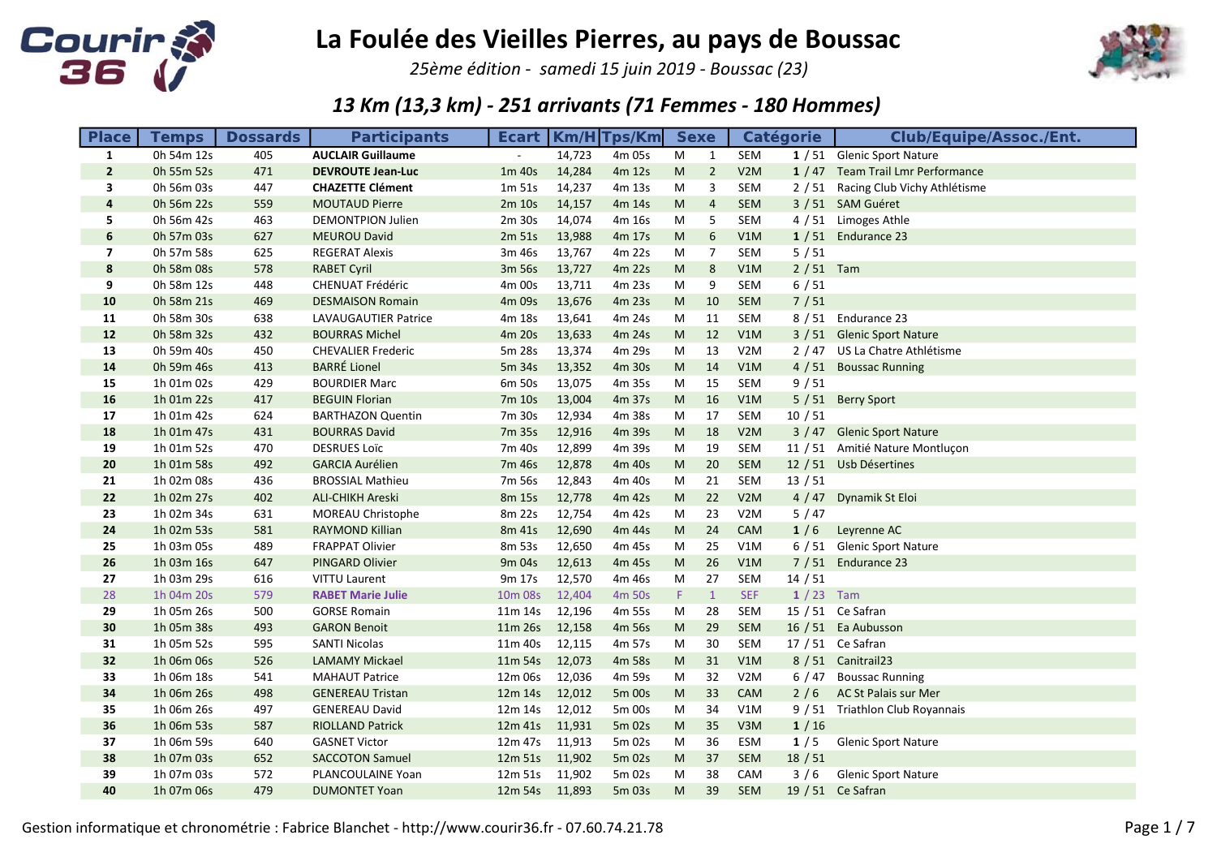# La Foulée des Vieilles Pierres, au pays de Boussac

*25ème édition - samedi 15 juin 2019 - Boussac (23)*

## *13 Km (13,3 km) - 251 arrivants (71 Femmes - 180 Hommes)*

| Place | Temps | Dossards | Participants | Ecart | Km/H | Tps/Km | Sexe | | Catégorie | | Club/Equipe/Assoc./Ent. |
|---|---|---|---|---|---|---|---|---|---|---|---|
| 1 | 0h 54m 12s | 405 | **AUCLAIR Guillaume** | - | 14,723 | 4m 05s | M | 1 | SEM | **1** / 51 | Glenic Sport Nature |
| 2 | 0h 55m 52s | 471 | **DEVROUTE Jean-Luc** | 1m 40s | 14,284 | 4m 12s | M | 2 | V2M | **1** / 47 | Team Trail Lmr Performance |
| 3 | 0h 56m 03s | 447 | **CHAZETTE Clément** | 1m 51s | 14,237 | 4m 13s | M | 3 | SEM | 2 / 51 | Racing Club Vichy Athlétisme |
| 4 | 0h 56m 22s | 559 | MOUTAUD Pierre | 2m 10s | 14,157 | 4m 14s | M | 4 | SEM | 3 / 51 | SAM Guéret |
| 5 | 0h 56m 42s | 463 | DEMONTPION Julien | 2m 30s | 14,074 | 4m 16s | M | 5 | SEM | 4 / 51 | Limoges Athle |
| 6 | 0h 57m 03s | 627 | MEUROU David | 2m 51s | 13,988 | 4m 17s | M | 6 | V1M | **1** / 51 | Endurance 23 |
| 7 | 0h 57m 58s | 625 | REGERAT Alexis | 3m 46s | 13,767 | 4m 22s | M | 7 | SEM | 5 / 51 | |
| 8 | 0h 58m 08s | 578 | RABET Cyril | 3m 56s | 13,727 | 4m 22s | M | 8 | V1M | 2 / 51 | Tam |
| 9 | 0h 58m 12s | 448 | CHENUAT Frédéric | 4m 00s | 13,711 | 4m 23s | M | 9 | SEM | 6 / 51 | |
| 10 | 0h 58m 21s | 469 | DESMAISON Romain | 4m 09s | 13,676 | 4m 23s | M | 10 | SEM | 7 / 51 | |
| 11 | 0h 58m 30s | 638 | LAVAUGAUTIER Patrice | 4m 18s | 13,641 | 4m 24s | M | 11 | SEM | 8 / 51 | Endurance 23 |
| 12 | 0h 58m 32s | 432 | BOURRAS Michel | 4m 20s | 13,633 | 4m 24s | M | 12 | V1M | 3 / 51 | Glenic Sport Nature |
| 13 | 0h 59m 40s | 450 | CHEVALIER Frederic | 5m 28s | 13,374 | 4m 29s | M | 13 | V2M | 2 / 47 | US La Chatre Athlétisme |
| 14 | 0h 59m 46s | 413 | BARRÉ Lionel | 5m 34s | 13,352 | 4m 30s | M | 14 | V1M | 4 / 51 | Boussac Running |
| 15 | 1h 01m 02s | 429 | BOURDIER Marc | 6m 50s | 13,075 | 4m 35s | M | 15 | SEM | 9 / 51 | |
| 16 | 1h 01m 22s | 417 | BEGUIN Florian | 7m 10s | 13,004 | 4m 37s | M | 16 | V1M | 5 / 51 | Berry Sport |
| 17 | 1h 01m 42s | 624 | BARTHAZON Quentin | 7m 30s | 12,934 | 4m 38s | M | 17 | SEM | 10 / 51 | |
| 18 | 1h 01m 47s | 431 | BOURRAS David | 7m 35s | 12,916 | 4m 39s | M | 18 | V2M | 3 / 47 | Glenic Sport Nature |
| 19 | 1h 01m 52s | 470 | DESRUES Loïc | 7m 40s | 12,899 | 4m 39s | M | 19 | SEM | 11 / 51 | Amitié Nature Montluçon |
| 20 | 1h 01m 58s | 492 | GARCIA Aurélien | 7m 46s | 12,878 | 4m 40s | M | 20 | SEM | 12 / 51 | Usb Désertines |
| 21 | 1h 02m 08s | 436 | BROSSIAL Mathieu | 7m 56s | 12,843 | 4m 40s | M | 21 | SEM | 13 / 51 | |
| 22 | 1h 02m 27s | 402 | ALI-CHIKH Areski | 8m 15s | 12,778 | 4m 42s | M | 22 | V2M | 4 / 47 | Dynamik St Eloi |
| 23 | 1h 02m 34s | 631 | MOREAU Christophe | 8m 22s | 12,754 | 4m 42s | M | 23 | V2M | 5 / 47 | |
| 24 | 1h 02m 53s | 581 | RAYMOND Killian | 8m 41s | 12,690 | 4m 44s | M | 24 | CAM | **1** / 6 | Leyrenne AC |
| 25 | 1h 03m 05s | 489 | FRAPPAT Olivier | 8m 53s | 12,650 | 4m 45s | M | 25 | V1M | 6 / 51 | Glenic Sport Nature |
| 26 | 1h 03m 16s | 647 | PINGARD Olivier | 9m 04s | 12,613 | 4m 45s | M | 26 | V1M | 7 / 51 | Endurance 23 |
| 27 | 1h 03m 29s | 616 | VITTU Laurent | 9m 17s | 12,570 | 4m 46s | M | 27 | SEM | 14 / 51 | |
| 28 | 1h 04m 20s | 579 | **RABET Marie Julie** | 10m 08s | 12,404 | 4m 50s | F | 1 | SEF | **1** / 23 | Tam |
| 29 | 1h 05m 26s | 500 | GORSE Romain | 11m 14s | 12,196 | 4m 55s | M | 28 | SEM | 15 / 51 | Ce Safran |
| 30 | 1h 05m 38s | 493 | GARON Benoit | 11m 26s | 12,158 | 4m 56s | M | 29 | SEM | 16 / 51 | Ea Aubusson |
| 31 | 1h 05m 52s | 595 | SANTI Nicolas | 11m 40s | 12,115 | 4m 57s | M | 30 | SEM | 17 / 51 | Ce Safran |
| 32 | 1h 06m 06s | 526 | LAMAMY Mickael | 11m 54s | 12,073 | 4m 58s | M | 31 | V1M | 8 / 51 | Canitrail23 |
| 33 | 1h 06m 18s | 541 | MAHAUT Patrice | 12m 06s | 12,036 | 4m 59s | M | 32 | V2M | 6 / 47 | Boussac Running |
| 34 | 1h 06m 26s | 498 | GENEREAU Tristan | 12m 14s | 12,012 | 5m 00s | M | 33 | CAM | 2 / 6 | AC St Palais sur Mer |
| 35 | 1h 06m 26s | 497 | GENEREAU David | 12m 14s | 12,012 | 5m 00s | M | 34 | V1M | 9 / 51 | Triathlon Club Royannais |
| 36 | 1h 06m 53s | 587 | RIOLLAND Patrick | 12m 41s | 11,931 | 5m 02s | M | 35 | V3M | **1** / 16 | |
| 37 | 1h 06m 59s | 640 | GASNET Victor | 12m 47s | 11,913 | 5m 02s | M | 36 | ESM | **1** / 5 | Glenic Sport Nature |
| 38 | 1h 07m 03s | 652 | SACCOTON Samuel | 12m 51s | 11,902 | 5m 02s | M | 37 | SEM | 18 / 51 | |
| 39 | 1h 07m 03s | 572 | PLANCOULAINE Yoan | 12m 51s | 11,902 | 5m 02s | M | 38 | CAM | 3 / 6 | Glenic Sport Nature |
| 40 | 1h 07m 06s | 479 | DUMONTET Yoan | 12m 54s | 11,893 | 5m 03s | M | 39 | SEM | 19 / 51 | Ce Safran |

Gestion informatique et chronométrie : Fabrice Blanchet - http://www.courir36.fr - 07.60.74.21.78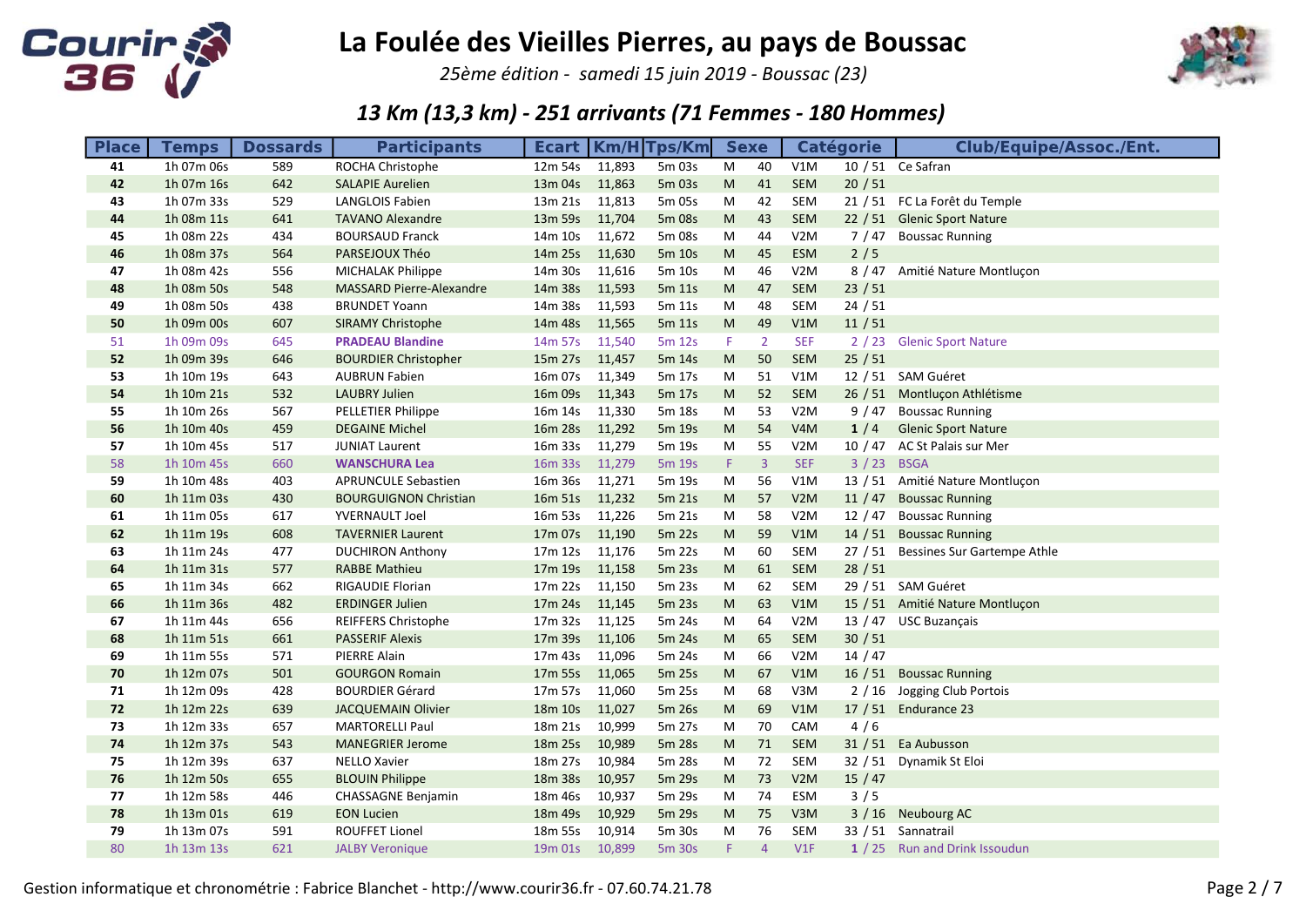# La Foulée des Vieilles Pierres, au pays de Boussac

*25ème édition - samedi 15 juin 2019 - Boussac (23)*

## *13 Km (13,3 km) - 251 arrivants (71 Femmes - 180 Hommes)*

| Place | Temps | Dossards | Participants | Ecart | Km/H | Tps/Km | Sexe | | Catégorie | | Club/Equipe/Assoc./Ent. |
|---|---|---|---|---|---|---|---|---|---|---|---|
| 41 | 1h 07m 06s | 589 | ROCHA Christophe | 12m 54s | 11,893 | 5m 03s | M | 40 | V1M | 10 / 51 | Ce Safran |
| 42 | 1h 07m 16s | 642 | SALAPIE Aurelien | 13m 04s | 11,863 | 5m 03s | M | 41 | SEM | 20 / 51 | |
| 43 | 1h 07m 33s | 529 | LANGLOIS Fabien | 13m 21s | 11,813 | 5m 05s | M | 42 | SEM | 21 / 51 | FC La Forêt du Temple |
| 44 | 1h 08m 11s | 641 | TAVANO Alexandre | 13m 59s | 11,704 | 5m 08s | M | 43 | SEM | 22 / 51 | Glenic Sport Nature |
| 45 | 1h 08m 22s | 434 | BOURSAUD Franck | 14m 10s | 11,672 | 5m 08s | M | 44 | V2M | 7 / 47 | Boussac Running |
| 46 | 1h 08m 37s | 564 | PARSEJOUX Théo | 14m 25s | 11,630 | 5m 10s | M | 45 | ESM | 2 / 5 | |
| 47 | 1h 08m 42s | 556 | MICHALAK Philippe | 14m 30s | 11,616 | 5m 10s | M | 46 | V2M | 8 / 47 | Amitié Nature Montluçon |
| 48 | 1h 08m 50s | 548 | MASSARD Pierre-Alexandre | 14m 38s | 11,593 | 5m 11s | M | 47 | SEM | 23 / 51 | |
| 49 | 1h 08m 50s | 438 | BRUNDET Yoann | 14m 38s | 11,593 | 5m 11s | M | 48 | SEM | 24 / 51 | |
| 50 | 1h 09m 00s | 607 | SIRAMY Christophe | 14m 48s | 11,565 | 5m 11s | M | 49 | V1M | 11 / 51 | |
| 51 | 1h 09m 09s | 645 | **PRADEAU Blandine** | 14m 57s | 11,540 | 5m 12s | F | 2 | SEF | 2 / 23 | Glenic Sport Nature |
| 52 | 1h 09m 39s | 646 | BOURDIER Christopher | 15m 27s | 11,457 | 5m 14s | M | 50 | SEM | 25 / 51 | |
| 53 | 1h 10m 19s | 643 | AUBRUN Fabien | 16m 07s | 11,349 | 5m 17s | M | 51 | V1M | 12 / 51 | SAM Guéret |
| 54 | 1h 10m 21s | 532 | LAUBRY Julien | 16m 09s | 11,343 | 5m 17s | M | 52 | SEM | 26 / 51 | Montluçon Athlétisme |
| 55 | 1h 10m 26s | 567 | PELLETIER Philippe | 16m 14s | 11,330 | 5m 18s | M | 53 | V2M | 9 / 47 | Boussac Running |
| 56 | 1h 10m 40s | 459 | DEGAINE Michel | 16m 28s | 11,292 | 5m 19s | M | 54 | V4M | **1** / 4 | Glenic Sport Nature |
| 57 | 1h 10m 45s | 517 | JUNIAT Laurent | 16m 33s | 11,279 | 5m 19s | M | 55 | V2M | 10 / 47 | AC St Palais sur Mer |
| 58 | 1h 10m 45s | 660 | **WANSCHURA Lea** | 16m 33s | 11,279 | 5m 19s | F | 3 | SEF | 3 / 23 | BSGA |
| 59 | 1h 10m 48s | 403 | APRUNCULE Sebastien | 16m 36s | 11,271 | 5m 19s | M | 56 | V1M | 13 / 51 | Amitié Nature Montluçon |
| 60 | 1h 11m 03s | 430 | BOURGUIGNON Christian | 16m 51s | 11,232 | 5m 21s | M | 57 | V2M | 11 / 47 | Boussac Running |
| 61 | 1h 11m 05s | 617 | YVERNAULT Joel | 16m 53s | 11,226 | 5m 21s | M | 58 | V2M | 12 / 47 | Boussac Running |
| 62 | 1h 11m 19s | 608 | TAVERNIER Laurent | 17m 07s | 11,190 | 5m 22s | M | 59 | V1M | 14 / 51 | Boussac Running |
| 63 | 1h 11m 24s | 477 | DUCHIRON Anthony | 17m 12s | 11,176 | 5m 22s | M | 60 | SEM | 27 / 51 | Bessines Sur Gartempe Athle |
| 64 | 1h 11m 31s | 577 | RABBE Mathieu | 17m 19s | 11,158 | 5m 23s | M | 61 | SEM | 28 / 51 | |
| 65 | 1h 11m 34s | 662 | RIGAUDIE Florian | 17m 22s | 11,150 | 5m 23s | M | 62 | SEM | 29 / 51 | SAM Guéret |
| 66 | 1h 11m 36s | 482 | ERDINGER Julien | 17m 24s | 11,145 | 5m 23s | M | 63 | V1M | 15 / 51 | Amitié Nature Montluçon |
| 67 | 1h 11m 44s | 656 | REIFFERS Christophe | 17m 32s | 11,125 | 5m 24s | M | 64 | V2M | 13 / 47 | USC Buzançais |
| 68 | 1h 11m 51s | 661 | PASSERIF Alexis | 17m 39s | 11,106 | 5m 24s | M | 65 | SEM | 30 / 51 | |
| 69 | 1h 11m 55s | 571 | PIERRE Alain | 17m 43s | 11,096 | 5m 24s | M | 66 | V2M | 14 / 47 | |
| 70 | 1h 12m 07s | 501 | GOURGON Romain | 17m 55s | 11,065 | 5m 25s | M | 67 | V1M | 16 / 51 | Boussac Running |
| 71 | 1h 12m 09s | 428 | BOURDIER Gérard | 17m 57s | 11,060 | 5m 25s | M | 68 | V3M | 2 / 16 | Jogging Club Portois |
| 72 | 1h 12m 22s | 639 | JACQUEMAIN Olivier | 18m 10s | 11,027 | 5m 26s | M | 69 | V1M | 17 / 51 | Endurance 23 |
| 73 | 1h 12m 33s | 657 | MARTORELLI Paul | 18m 21s | 10,999 | 5m 27s | M | 70 | CAM | 4 / 6 | |
| 74 | 1h 12m 37s | 543 | MANEGRIER Jerome | 18m 25s | 10,989 | 5m 28s | M | 71 | SEM | 31 / 51 | Ea Aubusson |
| 75 | 1h 12m 39s | 637 | NELLO Xavier | 18m 27s | 10,984 | 5m 28s | M | 72 | SEM | 32 / 51 | Dynamik St Eloi |
| 76 | 1h 12m 50s | 655 | BLOUIN Philippe | 18m 38s | 10,957 | 5m 29s | M | 73 | V2M | 15 / 47 | |
| 77 | 1h 12m 58s | 446 | CHASSAGNE Benjamin | 18m 46s | 10,937 | 5m 29s | M | 74 | ESM | 3 / 5 | |
| 78 | 1h 13m 01s | 619 | EON Lucien | 18m 49s | 10,929 | 5m 29s | M | 75 | V3M | 3 / 16 | Neubourg AC |
| 79 | 1h 13m 07s | 591 | ROUFFET Lionel | 18m 55s | 10,914 | 5m 30s | M | 76 | SEM | 33 / 51 | Sannatrail |
| 80 | 1h 13m 13s | 621 | JALBY Veronique | 19m 01s | 10,899 | 5m 30s | F | 4 | V1F | **1** / 25 | Run and Drink Issoudun |

Gestion informatique et chronométrie : Fabrice Blanchet - http://www.courir36.fr - 07.60.74.21.78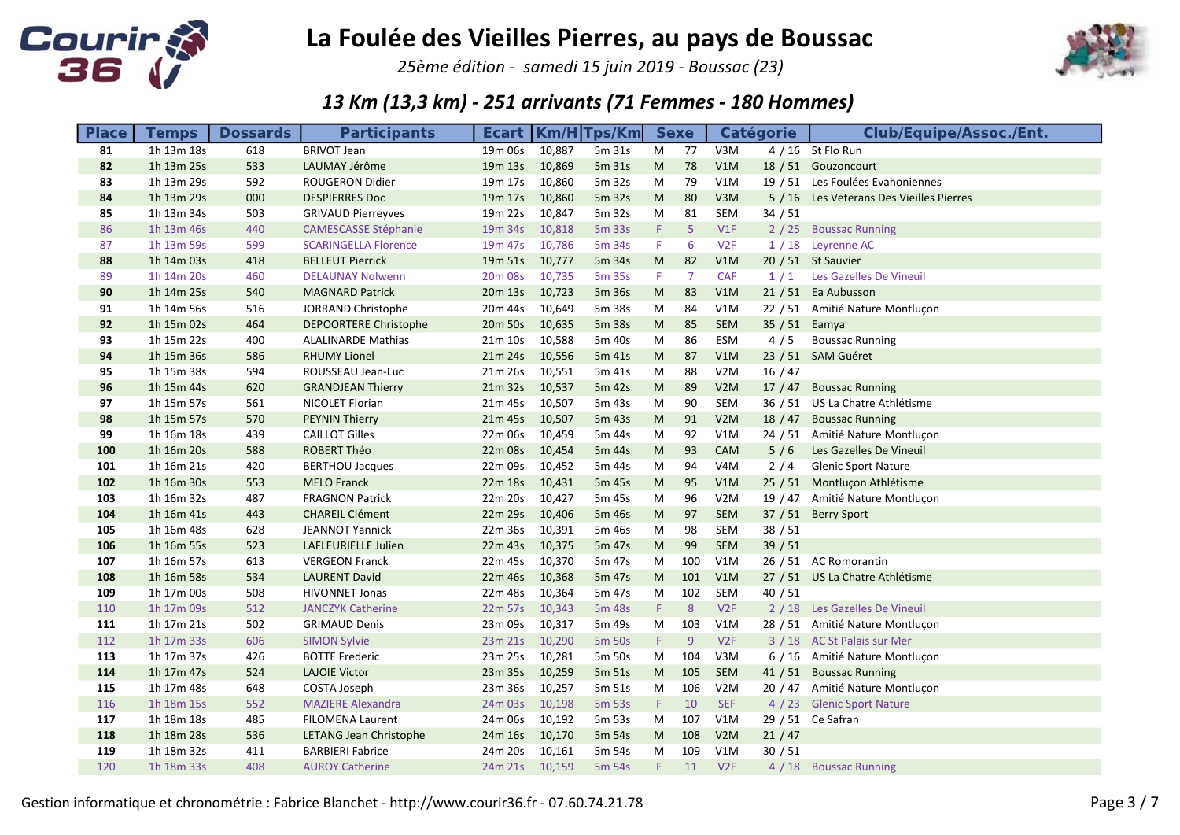# La Foulée des Vieilles Pierres, au pays de Boussac

*25ème édition - samedi 15 juin 2019 - Boussac (23)*

## *13 Km (13,3 km) - 251 arrivants (71 Femmes - 180 Hommes)*

| Place | Temps | Dossards | Participants | Ecart | Km/H | Tps/Km | Sexe | | Catégorie | | Club/Equipe/Assoc./Ent. |
|---|---|---|---|---|---|---|---|---|---|---|---|
| 81 | 1h 13m 18s | 618 | BRIVOT Jean | 19m 06s | 10,887 | 5m 31s | M | 77 | V3M | 4 / 16 | St Flo Run |
| 82 | 1h 13m 25s | 533 | LAUMAY Jérôme | 19m 13s | 10,869 | 5m 31s | M | 78 | V1M | 18 / 51 | Gouzoncourt |
| 83 | 1h 13m 29s | 592 | ROUGERON Didier | 19m 17s | 10,860 | 5m 32s | M | 79 | V1M | 19 / 51 | Les Foulées Evahoniennes |
| 84 | 1h 13m 29s | 000 | DESPIERRES Doc | 19m 17s | 10,860 | 5m 32s | M | 80 | V3M | 5 / 16 | Les Veterans Des Vieilles Pierres |
| 85 | 1h 13m 34s | 503 | GRIVAUD Pierreyves | 19m 22s | 10,847 | 5m 32s | M | 81 | SEM | 34 / 51 | |
| 86 | 1h 13m 46s | 440 | CAMESCASSE Stéphanie | 19m 34s | 10,818 | 5m 33s | F | 5 | V1F | 2 / 25 | Boussac Running |
| 87 | 1h 13m 59s | 599 | SCARINGELLA Florence | 19m 47s | 10,786 | 5m 34s | F | 6 | V2F | **1** / 18 | Leyrenne AC |
| 88 | 1h 14m 03s | 418 | BELLEUT Pierrick | 19m 51s | 10,777 | 5m 34s | M | 82 | V1M | 20 / 51 | St Sauvier |
| 89 | 1h 14m 20s | 460 | DELAUNAY Nolwenn | 20m 08s | 10,735 | 5m 35s | F | 7 | CAF | **1** / 1 | Les Gazelles De Vineuil |
| 90 | 1h 14m 25s | 540 | MAGNARD Patrick | 20m 13s | 10,723 | 5m 36s | M | 83 | V1M | 21 / 51 | Ea Aubusson |
| 91 | 1h 14m 56s | 516 | JORRAND Christophe | 20m 44s | 10,649 | 5m 38s | M | 84 | V1M | 22 / 51 | Amitié Nature Montluçon |
| 92 | 1h 15m 02s | 464 | DEPOORTERE Christophe | 20m 50s | 10,635 | 5m 38s | M | 85 | SEM | 35 / 51 | Eamya |
| 93 | 1h 15m 22s | 400 | ALALINARDE Mathias | 21m 10s | 10,588 | 5m 40s | M | 86 | ESM | 4 / 5 | Boussac Running |
| 94 | 1h 15m 36s | 586 | RHUMY Lionel | 21m 24s | 10,556 | 5m 41s | M | 87 | V1M | 23 / 51 | SAM Guéret |
| 95 | 1h 15m 38s | 594 | ROUSSEAU Jean-Luc | 21m 26s | 10,551 | 5m 41s | M | 88 | V2M | 16 / 47 | |
| 96 | 1h 15m 44s | 620 | GRANDJEAN Thierry | 21m 32s | 10,537 | 5m 42s | M | 89 | V2M | 17 / 47 | Boussac Running |
| 97 | 1h 15m 57s | 561 | NICOLET Florian | 21m 45s | 10,507 | 5m 43s | M | 90 | SEM | 36 / 51 | US La Chatre Athlétisme |
| 98 | 1h 15m 57s | 570 | PEYNIN Thierry | 21m 45s | 10,507 | 5m 43s | M | 91 | V2M | 18 / 47 | Boussac Running |
| 99 | 1h 16m 18s | 439 | CAILLOT Gilles | 22m 06s | 10,459 | 5m 44s | M | 92 | V1M | 24 / 51 | Amitié Nature Montluçon |
| 100 | 1h 16m 20s | 588 | ROBERT Théo | 22m 08s | 10,454 | 5m 44s | M | 93 | CAM | 5 / 6 | Les Gazelles De Vineuil |
| 101 | 1h 16m 21s | 420 | BERTHOU Jacques | 22m 09s | 10,452 | 5m 44s | M | 94 | V4M | 2 / 4 | Glenic Sport Nature |
| 102 | 1h 16m 30s | 553 | MELO Franck | 22m 18s | 10,431 | 5m 45s | M | 95 | V1M | 25 / 51 | Montluçon Athlétisme |
| 103 | 1h 16m 32s | 487 | FRAGNON Patrick | 22m 20s | 10,427 | 5m 45s | M | 96 | V2M | 19 / 47 | Amitié Nature Montluçon |
| 104 | 1h 16m 41s | 443 | CHAREIL Clément | 22m 29s | 10,406 | 5m 46s | M | 97 | SEM | 37 / 51 | Berry Sport |
| 105 | 1h 16m 48s | 628 | JEANNOT Yannick | 22m 36s | 10,391 | 5m 46s | M | 98 | SEM | 38 / 51 | |
| 106 | 1h 16m 55s | 523 | LAFLEURIELLE Julien | 22m 43s | 10,375 | 5m 47s | M | 99 | SEM | 39 / 51 | |
| 107 | 1h 16m 57s | 613 | VERGEON Franck | 22m 45s | 10,370 | 5m 47s | M | 100 | V1M | 26 / 51 | AC Romorantin |
| 108 | 1h 16m 58s | 534 | LAURENT David | 22m 46s | 10,368 | 5m 47s | M | 101 | V1M | 27 / 51 | US La Chatre Athlétisme |
| 109 | 1h 17m 00s | 508 | HIVONNET Jonas | 22m 48s | 10,364 | 5m 47s | M | 102 | SEM | 40 / 51 | |
| 110 | 1h 17m 09s | 512 | JANCZYK Catherine | 22m 57s | 10,343 | 5m 48s | F | 8 | V2F | 2 / 18 | Les Gazelles De Vineuil |
| 111 | 1h 17m 21s | 502 | GRIMAUD Denis | 23m 09s | 10,317 | 5m 49s | M | 103 | V1M | 28 / 51 | Amitié Nature Montluçon |
| 112 | 1h 17m 33s | 606 | SIMON Sylvie | 23m 21s | 10,290 | 5m 50s | F | 9 | V2F | 3 / 18 | AC St Palais sur Mer |
| 113 | 1h 17m 37s | 426 | BOTTE Frederic | 23m 25s | 10,281 | 5m 50s | M | 104 | V3M | 6 / 16 | Amitié Nature Montluçon |
| 114 | 1h 17m 47s | 524 | LAJOIE Victor | 23m 35s | 10,259 | 5m 51s | M | 105 | SEM | 41 / 51 | Boussac Running |
| 115 | 1h 17m 48s | 648 | COSTA Joseph | 23m 36s | 10,257 | 5m 51s | M | 106 | V2M | 20 / 47 | Amitié Nature Montluçon |
| 116 | 1h 18m 15s | 552 | MAZIERE Alexandra | 24m 03s | 10,198 | 5m 53s | F | 10 | SEF | 4 / 23 | Glenic Sport Nature |
| 117 | 1h 18m 18s | 485 | FILOMENA Laurent | 24m 06s | 10,192 | 5m 53s | M | 107 | V1M | 29 / 51 | Ce Safran |
| 118 | 1h 18m 28s | 536 | LETANG Jean Christophe | 24m 16s | 10,170 | 5m 54s | M | 108 | V2M | 21 / 47 | |
| 119 | 1h 18m 32s | 411 | BARBIERI Fabrice | 24m 20s | 10,161 | 5m 54s | M | 109 | V1M | 30 / 51 | |
| 120 | 1h 18m 33s | 408 | AUROY Catherine | 24m 21s | 10,159 | 5m 54s | F | 11 | V2F | 4 / 18 | Boussac Running |

Gestion informatique et chronométrie : Fabrice Blanchet - http://www.courir36.fr - 07.60.74.21.78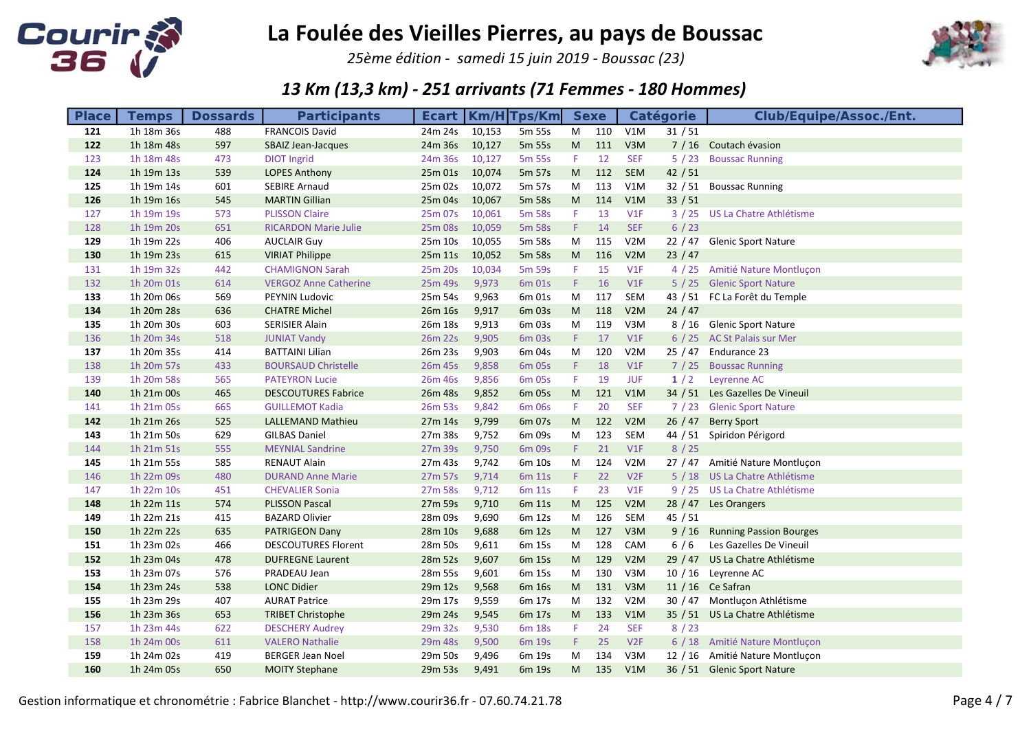# La Foulée des Vieilles Pierres, au pays de Boussac

*25ème édition - samedi 15 juin 2019 - Boussac (23)*

## *13 Km (13,3 km) - 251 arrivants (71 Femmes - 180 Hommes)*

| Place | Temps | Dossards | Participants | Ecart | Km/H | Tps/Km | Sexe | | Catégorie | | Club/Equipe/Assoc./Ent. |
|---|---|---|---|---|---|---|---|---|---|---|---|
| 121 | 1h 18m 36s | 488 | FRANCOIS David | 24m 24s | 10,153 | 5m 55s | M | 110 | V1M | 31 / 51 | |
| 122 | 1h 18m 48s | 597 | SBAIZ Jean-Jacques | 24m 36s | 10,127 | 5m 55s | M | 111 | V3M | 7 / 16 | Coutach évasion |
| 123 | 1h 18m 48s | 473 | DIOT Ingrid | 24m 36s | 10,127 | 5m 55s | F | 12 | SEF | 5 / 23 | Boussac Running |
| 124 | 1h 19m 13s | 539 | LOPES Anthony | 25m 01s | 10,074 | 5m 57s | M | 112 | SEM | 42 / 51 | |
| 125 | 1h 19m 14s | 601 | SEBIRE Arnaud | 25m 02s | 10,072 | 5m 57s | M | 113 | V1M | 32 / 51 | Boussac Running |
| 126 | 1h 19m 16s | 545 | MARTIN Gillian | 25m 04s | 10,067 | 5m 58s | M | 114 | V1M | 33 / 51 | |
| 127 | 1h 19m 19s | 573 | PLISSON Claire | 25m 07s | 10,061 | 5m 58s | F | 13 | V1F | 3 / 25 | US La Chatre Athlétisme |
| 128 | 1h 19m 20s | 651 | RICARDON Marie Julie | 25m 08s | 10,059 | 5m 58s | F | 14 | SEF | 6 / 23 | |
| 129 | 1h 19m 22s | 406 | AUCLAIR Guy | 25m 10s | 10,055 | 5m 58s | M | 115 | V2M | 22 / 47 | Glenic Sport Nature |
| 130 | 1h 19m 23s | 615 | VIRIAT Philippe | 25m 11s | 10,052 | 5m 58s | M | 116 | V2M | 23 / 47 | |
| 131 | 1h 19m 32s | 442 | CHAMIGNON Sarah | 25m 20s | 10,034 | 5m 59s | F | 15 | V1F | 4 / 25 | Amitié Nature Montluçon |
| 132 | 1h 20m 01s | 614 | VERGOZ Anne Catherine | 25m 49s | 9,973 | 6m 01s | F | 16 | V1F | 5 / 25 | Glenic Sport Nature |
| 133 | 1h 20m 06s | 569 | PEYNIN Ludovic | 25m 54s | 9,963 | 6m 01s | M | 117 | SEM | 43 / 51 | FC La Forêt du Temple |
| 134 | 1h 20m 28s | 636 | CHATRE Michel | 26m 16s | 9,917 | 6m 03s | M | 118 | V2M | 24 / 47 | |
| 135 | 1h 20m 30s | 603 | SERISIER Alain | 26m 18s | 9,913 | 6m 03s | M | 119 | V3M | 8 / 16 | Glenic Sport Nature |
| 136 | 1h 20m 34s | 518 | JUNIAT Vandy | 26m 22s | 9,905 | 6m 03s | F | 17 | V1F | 6 / 25 | AC St Palais sur Mer |
| 137 | 1h 20m 35s | 414 | BATTAINI Lilian | 26m 23s | 9,903 | 6m 04s | M | 120 | V2M | 25 / 47 | Endurance 23 |
| 138 | 1h 20m 57s | 433 | BOURSAUD Christelle | 26m 45s | 9,858 | 6m 05s | F | 18 | V1F | 7 / 25 | Boussac Running |
| 139 | 1h 20m 58s | 565 | PATEYRON Lucie | 26m 46s | 9,856 | 6m 05s | F | 19 | JUF | **1** / 2 | Leyrenne AC |
| 140 | 1h 21m 00s | 465 | DESCOUTURES Fabrice | 26m 48s | 9,852 | 6m 05s | M | 121 | V1M | 34 / 51 | Les Gazelles De Vineuil |
| 141 | 1h 21m 05s | 665 | GUILLEMOT Kadia | 26m 53s | 9,842 | 6m 06s | F | 20 | SEF | 7 / 23 | Glenic Sport Nature |
| 142 | 1h 21m 26s | 525 | LALLEMAND Mathieu | 27m 14s | 9,799 | 6m 07s | M | 122 | V2M | 26 / 47 | Berry Sport |
| 143 | 1h 21m 50s | 629 | GILBAS Daniel | 27m 38s | 9,752 | 6m 09s | M | 123 | SEM | 44 / 51 | Spiridon Périgord |
| 144 | 1h 21m 51s | 555 | MEYNIAL Sandrine | 27m 39s | 9,750 | 6m 09s | F | 21 | V1F | 8 / 25 | |
| 145 | 1h 21m 55s | 585 | RENAUT Alain | 27m 43s | 9,742 | 6m 10s | M | 124 | V2M | 27 / 47 | Amitié Nature Montluçon |
| 146 | 1h 22m 09s | 480 | DURAND Anne Marie | 27m 57s | 9,714 | 6m 11s | F | 22 | V2F | 5 / 18 | US La Chatre Athlétisme |
| 147 | 1h 22m 10s | 451 | CHEVALIER Sonia | 27m 58s | 9,712 | 6m 11s | F | 23 | V1F | 9 / 25 | US La Chatre Athlétisme |
| 148 | 1h 22m 11s | 574 | PLISSON Pascal | 27m 59s | 9,710 | 6m 11s | M | 125 | V2M | 28 / 47 | Les Orangers |
| 149 | 1h 22m 21s | 415 | BAZARD Olivier | 28m 09s | 9,690 | 6m 12s | M | 126 | SEM | 45 / 51 | |
| 150 | 1h 22m 22s | 635 | PATRIGEON Dany | 28m 10s | 9,688 | 6m 12s | M | 127 | V3M | 9 / 16 | Running Passion Bourges |
| 151 | 1h 23m 02s | 466 | DESCOUTURES Florent | 28m 50s | 9,611 | 6m 15s | M | 128 | CAM | 6 / 6 | Les Gazelles De Vineuil |
| 152 | 1h 23m 04s | 478 | DUFREGNE Laurent | 28m 52s | 9,607 | 6m 15s | M | 129 | V2M | 29 / 47 | US La Chatre Athlétisme |
| 153 | 1h 23m 07s | 576 | PRADEAU Jean | 28m 55s | 9,601 | 6m 15s | M | 130 | V3M | 10 / 16 | Leyrenne AC |
| 154 | 1h 23m 24s | 538 | LONC Didier | 29m 12s | 9,568 | 6m 16s | M | 131 | V3M | 11 / 16 | Ce Safran |
| 155 | 1h 23m 29s | 407 | AURAT Patrice | 29m 17s | 9,559 | 6m 17s | M | 132 | V2M | 30 / 47 | Montluçon Athlétisme |
| 156 | 1h 23m 36s | 653 | TRIBET Christophe | 29m 24s | 9,545 | 6m 17s | M | 133 | V1M | 35 / 51 | US La Chatre Athlétisme |
| 157 | 1h 23m 44s | 622 | DESCHERY Audrey | 29m 32s | 9,530 | 6m 18s | F | 24 | SEF | 8 / 23 | |
| 158 | 1h 24m 00s | 611 | VALERO Nathalie | 29m 48s | 9,500 | 6m 19s | F | 25 | V2F | 6 / 18 | Amitié Nature Montluçon |
| 159 | 1h 24m 02s | 419 | BERGER Jean Noel | 29m 50s | 9,496 | 6m 19s | M | 134 | V3M | 12 / 16 | Amitié Nature Montluçon |
| 160 | 1h 24m 05s | 650 | MOITY Stephane | 29m 53s | 9,491 | 6m 19s | M | 135 | V1M | 36 / 51 | Glenic Sport Nature |

Gestion informatique et chronométrie : Fabrice Blanchet - http://www.courir36.fr - 07.60.74.21.78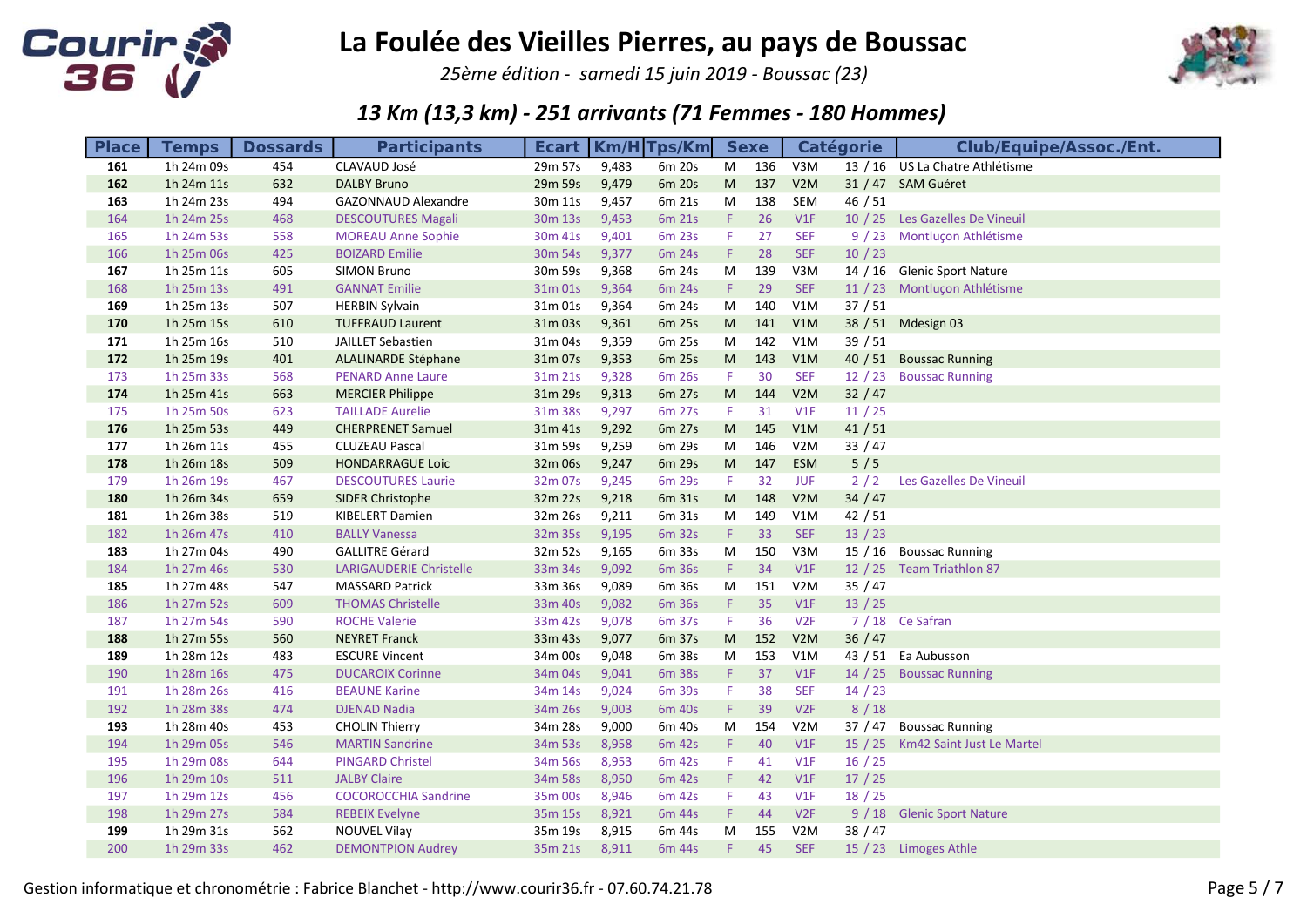# La Foulée des Vieilles Pierres, au pays de Boussac

*25ème édition - samedi 15 juin 2019 - Boussac (23)*

## *13 Km (13,3 km) - 251 arrivants (71 Femmes - 180 Hommes)*

| Place | Temps | Dossards | Participants | Ecart | Km/H | Tps/Km | Sexe | | Catégorie | | Club/Equipe/Assoc./Ent. |
|---|---|---|---|---|---|---|---|---|---|---|---|
| 161 | 1h 24m 09s | 454 | CLAVAUD José | 29m 57s | 9,483 | 6m 20s | M | 136 | V3M | 13 / 16 | US La Chatre Athlétisme |
| 162 | 1h 24m 11s | 632 | DALBY Bruno | 29m 59s | 9,479 | 6m 20s | M | 137 | V2M | 31 / 47 | SAM Guéret |
| 163 | 1h 24m 23s | 494 | GAZONNAUD Alexandre | 30m 11s | 9,457 | 6m 21s | M | 138 | SEM | 46 / 51 | |
| 164 | 1h 24m 25s | 468 | DESCOUTURES Magali | 30m 13s | 9,453 | 6m 21s | F | 26 | V1F | 10 / 25 | Les Gazelles De Vineuil |
| 165 | 1h 24m 53s | 558 | MOREAU Anne Sophie | 30m 41s | 9,401 | 6m 23s | F | 27 | SEF | 9 / 23 | Montluçon Athlétisme |
| 166 | 1h 25m 06s | 425 | BOIZARD Emilie | 30m 54s | 9,377 | 6m 24s | F | 28 | SEF | 10 / 23 | |
| 167 | 1h 25m 11s | 605 | SIMON Bruno | 30m 59s | 9,368 | 6m 24s | M | 139 | V3M | 14 / 16 | Glenic Sport Nature |
| 168 | 1h 25m 13s | 491 | GANNAT Emilie | 31m 01s | 9,364 | 6m 24s | F | 29 | SEF | 11 / 23 | Montluçon Athlétisme |
| 169 | 1h 25m 13s | 507 | HERBIN Sylvain | 31m 01s | 9,364 | 6m 24s | M | 140 | V1M | 37 / 51 | |
| 170 | 1h 25m 15s | 610 | TUFFRAUD Laurent | 31m 03s | 9,361 | 6m 25s | M | 141 | V1M | 38 / 51 | Mdesign 03 |
| 171 | 1h 25m 16s | 510 | JAILLET Sebastien | 31m 04s | 9,359 | 6m 25s | M | 142 | V1M | 39 / 51 | |
| 172 | 1h 25m 19s | 401 | ALALINARDE Stéphane | 31m 07s | 9,353 | 6m 25s | M | 143 | V1M | 40 / 51 | Boussac Running |
| 173 | 1h 25m 33s | 568 | PENARD Anne Laure | 31m 21s | 9,328 | 6m 26s | F | 30 | SEF | 12 / 23 | Boussac Running |
| 174 | 1h 25m 41s | 663 | MERCIER Philippe | 31m 29s | 9,313 | 6m 27s | M | 144 | V2M | 32 / 47 | |
| 175 | 1h 25m 50s | 623 | TAILLADE Aurelie | 31m 38s | 9,297 | 6m 27s | F | 31 | V1F | 11 / 25 | |
| 176 | 1h 25m 53s | 449 | CHERPRENET Samuel | 31m 41s | 9,292 | 6m 27s | M | 145 | V1M | 41 / 51 | |
| 177 | 1h 26m 11s | 455 | CLUZEAU Pascal | 31m 59s | 9,259 | 6m 29s | M | 146 | V2M | 33 / 47 | |
| 178 | 1h 26m 18s | 509 | HONDARRAGUE Loic | 32m 06s | 9,247 | 6m 29s | M | 147 | ESM | 5 / 5 | |
| 179 | 1h 26m 19s | 467 | DESCOUTURES Laurie | 32m 07s | 9,245 | 6m 29s | F | 32 | JUF | 2 / 2 | Les Gazelles De Vineuil |
| 180 | 1h 26m 34s | 659 | SIDER Christophe | 32m 22s | 9,218 | 6m 31s | M | 148 | V2M | 34 / 47 | |
| 181 | 1h 26m 38s | 519 | KIBELERT Damien | 32m 26s | 9,211 | 6m 31s | M | 149 | V1M | 42 / 51 | |
| 182 | 1h 26m 47s | 410 | BALLY Vanessa | 32m 35s | 9,195 | 6m 32s | F | 33 | SEF | 13 / 23 | |
| 183 | 1h 27m 04s | 490 | GALLITRE Gérard | 32m 52s | 9,165 | 6m 33s | M | 150 | V3M | 15 / 16 | Boussac Running |
| 184 | 1h 27m 46s | 530 | LARIGAUDERIE Christelle | 33m 34s | 9,092 | 6m 36s | F | 34 | V1F | 12 / 25 | Team Triathlon 87 |
| 185 | 1h 27m 48s | 547 | MASSARD Patrick | 33m 36s | 9,089 | 6m 36s | M | 151 | V2M | 35 / 47 | |
| 186 | 1h 27m 52s | 609 | THOMAS Christelle | 33m 40s | 9,082 | 6m 36s | F | 35 | V1F | 13 / 25 | |
| 187 | 1h 27m 54s | 590 | ROCHE Valerie | 33m 42s | 9,078 | 6m 37s | F | 36 | V2F | 7 / 18 | Ce Safran |
| 188 | 1h 27m 55s | 560 | NEYRET Franck | 33m 43s | 9,077 | 6m 37s | M | 152 | V2M | 36 / 47 | |
| 189 | 1h 28m 12s | 483 | ESCURE Vincent | 34m 00s | 9,048 | 6m 38s | M | 153 | V1M | 43 / 51 | Ea Aubusson |
| 190 | 1h 28m 16s | 475 | DUCAROIX Corinne | 34m 04s | 9,041 | 6m 38s | F | 37 | V1F | 14 / 25 | Boussac Running |
| 191 | 1h 28m 26s | 416 | BEAUNE Karine | 34m 14s | 9,024 | 6m 39s | F | 38 | SEF | 14 / 23 | |
| 192 | 1h 28m 38s | 474 | DJENAD Nadia | 34m 26s | 9,003 | 6m 40s | F | 39 | V2F | 8 / 18 | |
| 193 | 1h 28m 40s | 453 | CHOLIN Thierry | 34m 28s | 9,000 | 6m 40s | M | 154 | V2M | 37 / 47 | Boussac Running |
| 194 | 1h 29m 05s | 546 | MARTIN Sandrine | 34m 53s | 8,958 | 6m 42s | F | 40 | V1F | 15 / 25 | Km42 Saint Just Le Martel |
| 195 | 1h 29m 08s | 644 | PINGARD Christel | 34m 56s | 8,953 | 6m 42s | F | 41 | V1F | 16 / 25 | |
| 196 | 1h 29m 10s | 511 | JALBY Claire | 34m 58s | 8,950 | 6m 42s | F | 42 | V1F | 17 / 25 | |
| 197 | 1h 29m 12s | 456 | COCOROCCHIA Sandrine | 35m 00s | 8,946 | 6m 42s | F | 43 | V1F | 18 / 25 | |
| 198 | 1h 29m 27s | 584 | REBEIX Evelyne | 35m 15s | 8,921 | 6m 44s | F | 44 | V2F | 9 / 18 | Glenic Sport Nature |
| 199 | 1h 29m 31s | 562 | NOUVEL Vilay | 35m 19s | 8,915 | 6m 44s | M | 155 | V2M | 38 / 47 | |
| 200 | 1h 29m 33s | 462 | DEMONTPION Audrey | 35m 21s | 8,911 | 6m 44s | F | 45 | SEF | 15 / 23 | Limoges Athle |

Gestion informatique et chronométrie : Fabrice Blanchet - http://www.courir36.fr - 07.60.74.21.78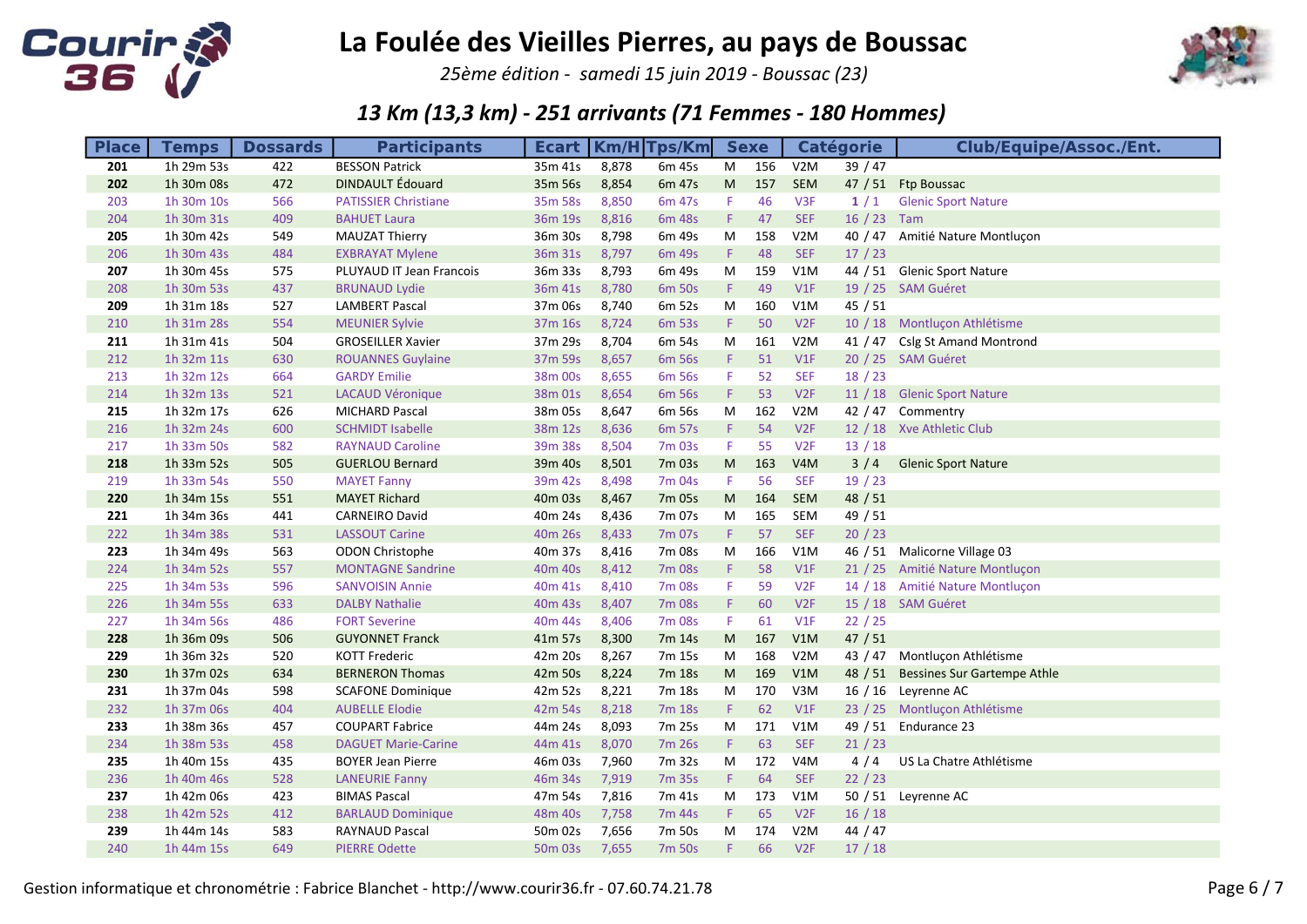# La Foulée des Vieilles Pierres, au pays de Boussac

*25ème édition - samedi 15 juin 2019 - Boussac (23)*

## *13 Km (13,3 km) - 251 arrivants (71 Femmes - 180 Hommes)*

| Place | Temps | Dossards | Participants | Ecart | Km/H | Tps/Km | Sexe | | Catégorie | | Club/Equipe/Assoc./Ent. |
|---|---|---|---|---|---|---|---|---|---|---|---|
| 201 | 1h 29m 53s | 422 | BESSON Patrick | 35m 41s | 8,878 | 6m 45s | M | 156 | V2M | 39 / 47 | |
| 202 | 1h 30m 08s | 472 | DINDAULT Édouard | 35m 56s | 8,854 | 6m 47s | M | 157 | SEM | 47 / 51 | Ftp Boussac |
| 203 | 1h 30m 10s | 566 | PATISSIER Christiane | 35m 58s | 8,850 | 6m 47s | F | 46 | V3F | 1 / 1 | Glenic Sport Nature |
| 204 | 1h 30m 31s | 409 | BAHUET Laura | 36m 19s | 8,816 | 6m 48s | F | 47 | SEF | 16 / 23 | Tam |
| 205 | 1h 30m 42s | 549 | MAUZAT Thierry | 36m 30s | 8,798 | 6m 49s | M | 158 | V2M | 40 / 47 | Amitié Nature Montluçon |
| 206 | 1h 30m 43s | 484 | EXBRAYAT Mylene | 36m 31s | 8,797 | 6m 49s | F | 48 | SEF | 17 / 23 | |
| 207 | 1h 30m 45s | 575 | PLUYAUD IT Jean Francois | 36m 33s | 8,793 | 6m 49s | M | 159 | V1M | 44 / 51 | Glenic Sport Nature |
| 208 | 1h 30m 53s | 437 | BRUNAUD Lydie | 36m 41s | 8,780 | 6m 50s | F | 49 | V1F | 19 / 25 | SAM Guéret |
| 209 | 1h 31m 18s | 527 | LAMBERT Pascal | 37m 06s | 8,740 | 6m 52s | M | 160 | V1M | 45 / 51 | |
| 210 | 1h 31m 28s | 554 | MEUNIER Sylvie | 37m 16s | 8,724 | 6m 53s | F | 50 | V2F | 10 / 18 | Montluçon Athlétisme |
| 211 | 1h 31m 41s | 504 | GROSEILLER Xavier | 37m 29s | 8,704 | 6m 54s | M | 161 | V2M | 41 / 47 | Cslg St Amand Montrond |
| 212 | 1h 32m 11s | 630 | ROUANNES Guylaine | 37m 59s | 8,657 | 6m 56s | F | 51 | V1F | 20 / 25 | SAM Guéret |
| 213 | 1h 32m 12s | 664 | GARDY Emilie | 38m 00s | 8,655 | 6m 56s | F | 52 | SEF | 18 / 23 | |
| 214 | 1h 32m 13s | 521 | LACAUD Véronique | 38m 01s | 8,654 | 6m 56s | F | 53 | V2F | 11 / 18 | Glenic Sport Nature |
| 215 | 1h 32m 17s | 626 | MICHARD Pascal | 38m 05s | 8,647 | 6m 56s | M | 162 | V2M | 42 / 47 | Commentry |
| 216 | 1h 32m 24s | 600 | SCHMIDT Isabelle | 38m 12s | 8,636 | 6m 57s | F | 54 | V2F | 12 / 18 | Xve Athletic Club |
| 217 | 1h 33m 50s | 582 | RAYNAUD Caroline | 39m 38s | 8,504 | 7m 03s | F | 55 | V2F | 13 / 18 | |
| 218 | 1h 33m 52s | 505 | GUERLOU Bernard | 39m 40s | 8,501 | 7m 03s | M | 163 | V4M | 3 / 4 | Glenic Sport Nature |
| 219 | 1h 33m 54s | 550 | MAYET Fanny | 39m 42s | 8,498 | 7m 04s | F | 56 | SEF | 19 / 23 | |
| 220 | 1h 34m 15s | 551 | MAYET Richard | 40m 03s | 8,467 | 7m 05s | M | 164 | SEM | 48 / 51 | |
| 221 | 1h 34m 36s | 441 | CARNEIRO David | 40m 24s | 8,436 | 7m 07s | M | 165 | SEM | 49 / 51 | |
| 222 | 1h 34m 38s | 531 | LASSOUT Carine | 40m 26s | 8,433 | 7m 07s | F | 57 | SEF | 20 / 23 | |
| 223 | 1h 34m 49s | 563 | ODON Christophe | 40m 37s | 8,416 | 7m 08s | M | 166 | V1M | 46 / 51 | Malicorne Village 03 |
| 224 | 1h 34m 52s | 557 | MONTAGNE Sandrine | 40m 40s | 8,412 | 7m 08s | F | 58 | V1F | 21 / 25 | Amitié Nature Montluçon |
| 225 | 1h 34m 53s | 596 | SANVOISIN Annie | 40m 41s | 8,410 | 7m 08s | F | 59 | V2F | 14 / 18 | Amitié Nature Montluçon |
| 226 | 1h 34m 55s | 633 | DALBY Nathalie | 40m 43s | 8,407 | 7m 08s | F | 60 | V2F | 15 / 18 | SAM Guéret |
| 227 | 1h 34m 56s | 486 | FORT Severine | 40m 44s | 8,406 | 7m 08s | F | 61 | V1F | 22 / 25 | |
| 228 | 1h 36m 09s | 506 | GUYONNET Franck | 41m 57s | 8,300 | 7m 14s | M | 167 | V1M | 47 / 51 | |
| 229 | 1h 36m 32s | 520 | KOTT Frederic | 42m 20s | 8,267 | 7m 15s | M | 168 | V2M | 43 / 47 | Montluçon Athlétisme |
| 230 | 1h 37m 02s | 634 | BERNERON Thomas | 42m 50s | 8,224 | 7m 18s | M | 169 | V1M | 48 / 51 | Bessines Sur Gartempe Athle |
| 231 | 1h 37m 04s | 598 | SCAFONE Dominique | 42m 52s | 8,221 | 7m 18s | M | 170 | V3M | 16 / 16 | Leyrenne AC |
| 232 | 1h 37m 06s | 404 | AUBELLE Elodie | 42m 54s | 8,218 | 7m 18s | F | 62 | V1F | 23 / 25 | Montluçon Athlétisme |
| 233 | 1h 38m 36s | 457 | COUPART Fabrice | 44m 24s | 8,093 | 7m 25s | M | 171 | V1M | 49 / 51 | Endurance 23 |
| 234 | 1h 38m 53s | 458 | DAGUET Marie-Carine | 44m 41s | 8,070 | 7m 26s | F | 63 | SEF | 21 / 23 | |
| 235 | 1h 40m 15s | 435 | BOYER Jean Pierre | 46m 03s | 7,960 | 7m 32s | M | 172 | V4M | 4 / 4 | US La Chatre Athlétisme |
| 236 | 1h 40m 46s | 528 | LANEURIE Fanny | 46m 34s | 7,919 | 7m 35s | F | 64 | SEF | 22 / 23 | |
| 237 | 1h 42m 06s | 423 | BIMAS Pascal | 47m 54s | 7,816 | 7m 41s | M | 173 | V1M | 50 / 51 | Leyrenne AC |
| 238 | 1h 42m 52s | 412 | BARLAUD Dominique | 48m 40s | 7,758 | 7m 44s | F | 65 | V2F | 16 / 18 | |
| 239 | 1h 44m 14s | 583 | RAYNAUD Pascal | 50m 02s | 7,656 | 7m 50s | M | 174 | V2M | 44 / 47 | |
| 240 | 1h 44m 15s | 649 | PIERRE Odette | 50m 03s | 7,655 | 7m 50s | F | 66 | V2F | 17 / 18 | |

Gestion informatique et chronométrie : Fabrice Blanchet - http://www.courir36.fr - 07.60.74.21.78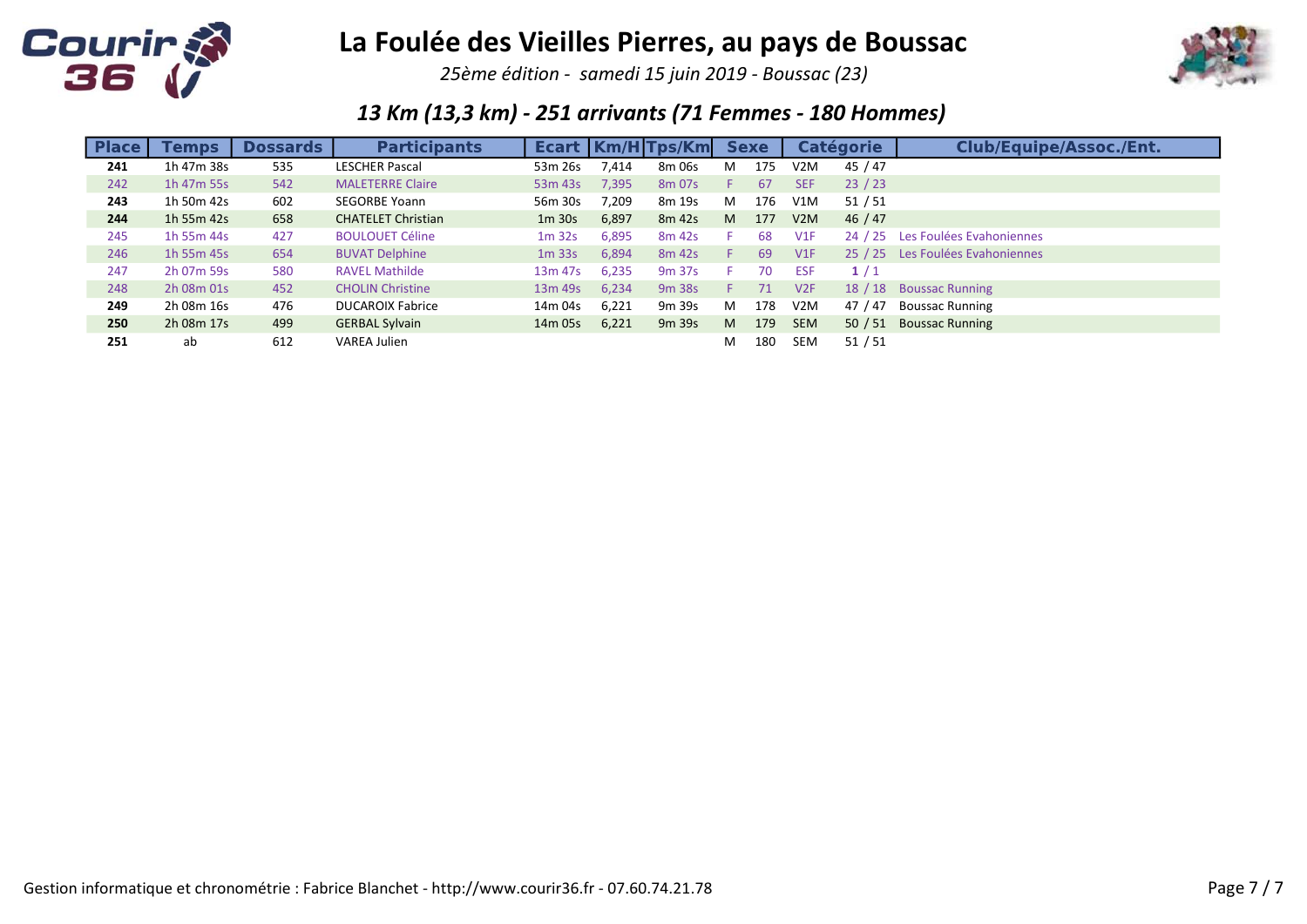# La Foulée des Vieilles Pierres, au pays de Boussac

*25ème édition - samedi 15 juin 2019 - Boussac (23)*

## *13 Km (13,3 km) - 251 arrivants (71 Femmes - 180 Hommes)*

| Place | Temps | Dossards | Participants | Ecart | Km/H | Tps/Km | Sexe | | Catégorie | | Club/Equipe/Assoc./Ent. |
|---|---|---|---|---|---|---|---|---|---|---|---|
| 241 | 1h 47m 38s | 535 | LESCHER Pascal | 53m 26s | 7,414 | 8m 06s | M | 175 | V2M | 45 / 47 | |
| 242 | 1h 47m 55s | 542 | MALETERRE Claire | 53m 43s | 7,395 | 8m 07s | F | 67 | SEF | 23 / 23 | |
| 243 | 1h 50m 42s | 602 | SEGORBE Yoann | 56m 30s | 7,209 | 8m 19s | M | 176 | V1M | 51 / 51 | |
| 244 | 1h 55m 42s | 658 | CHATELET Christian | 1m 30s | 6,897 | 8m 42s | M | 177 | V2M | 46 / 47 | |
| 245 | 1h 55m 44s | 427 | BOULOUET Céline | 1m 32s | 6,895 | 8m 42s | F | 68 | V1F | 24 / 25 | Les Foulées Evahoniennes |
| 246 | 1h 55m 45s | 654 | BUVAT Delphine | 1m 33s | 6,894 | 8m 42s | F | 69 | V1F | 25 / 25 | Les Foulées Evahoniennes |
| 247 | 2h 07m 59s | 580 | RAVEL Mathilde | 13m 47s | 6,235 | 9m 37s | F | 70 | ESF | 1 / 1 | |
| 248 | 2h 08m 01s | 452 | CHOLIN Christine | 13m 49s | 6,234 | 9m 38s | F | 71 | V2F | 18 / 18 | Boussac Running |
| 249 | 2h 08m 16s | 476 | DUCAROIX Fabrice | 14m 04s | 6,221 | 9m 39s | M | 178 | V2M | 47 / 47 | Boussac Running |
| 250 | 2h 08m 17s | 499 | GERBAL Sylvain | 14m 05s | 6,221 | 9m 39s | M | 179 | SEM | 50 / 51 | Boussac Running |
| 251 | ab | 612 | VAREA Julien | | | | M | 180 | SEM | 51 / 51 | |

Gestion informatique et chronométrie : Fabrice Blanchet - http://www.courir36.fr - 07.60.74.21.78